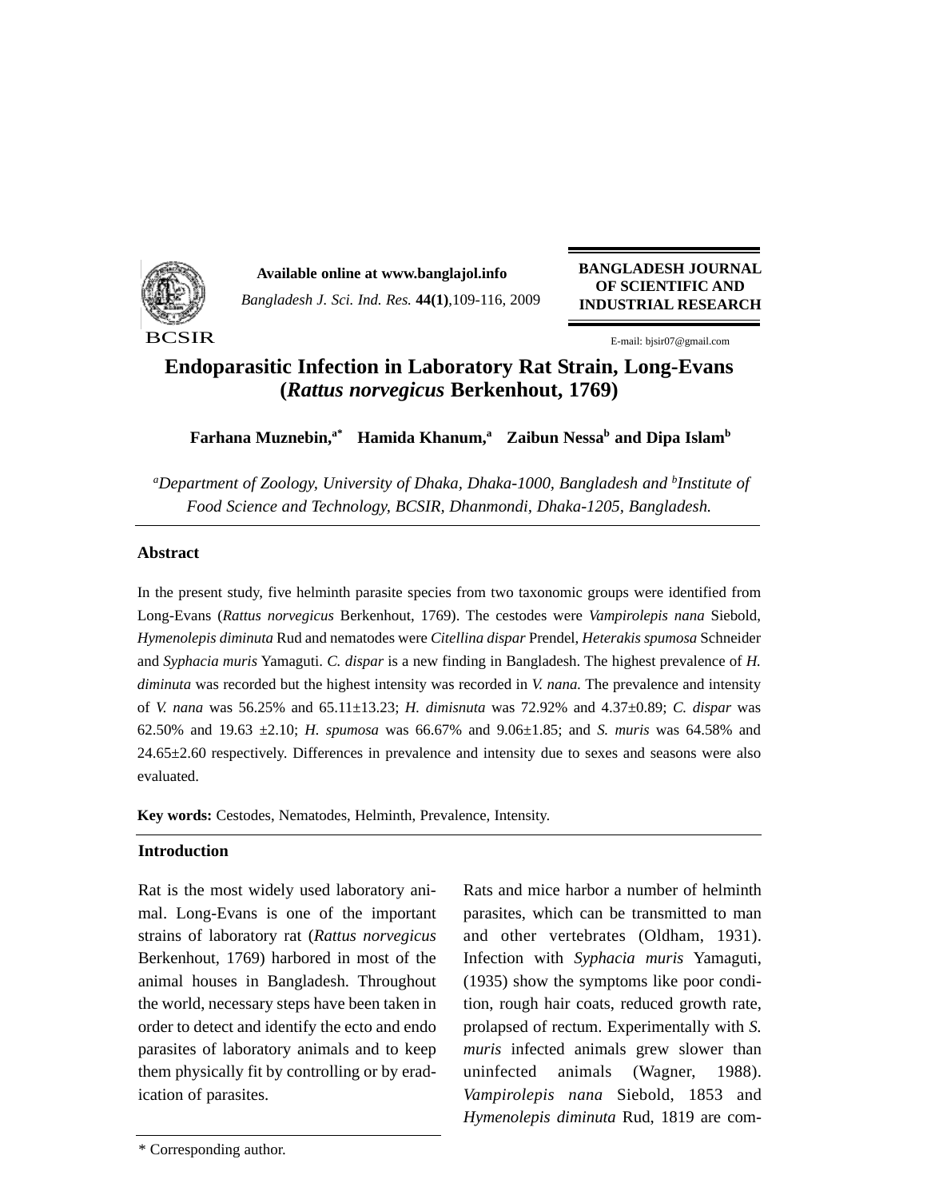# Endoparasitic Infection in Laboratory Rat Strain, Long-Evans (*Rattus norvegicus* Berkenhout, 1769)

**Farhana Muznebin,[a*] Hamida Khanum,[a] Zaibun Nessa[b] and Dipa Islam[b]**

[a]*Department of Zoology, University of Dhaka, Dhaka-1000, Bangladesh and* [b]*Institute of Food Science and Technology, BCSIR, Dhanmondi, Dhaka-1205, Bangladesh.*

## Abstract

In the present study, five helminth parasite species from two taxonomic groups were identified from Long-Evans (*Rattus norvegicus* Berkenhout, 1769). The cestodes were *Vampirolepis nana* Siebold, *Hymenolepis diminuta* Rud and nematodes were *Citellina dispar* Prendel, *Heterakis spumosa* Schneider and *Syphacia muris* Yamaguti. *C. dispar* is a new finding in Bangladesh. The highest prevalence of *H. diminuta* was recorded but the highest intensity was recorded in *V. nana.* The prevalence and intensity of *V. nana* was 56.25% and 65.11±13.23; *H. dimisnuta* was 72.92% and 4.37±0.89; *C. dispar* was 62.50% and 19.63 ±2.10; *H. spumosa* was 66.67% and 9.06±1.85; and *S. muris* was 64.58% and 24.65±2.60 respectively. Differences in prevalence and intensity due to sexes and seasons were also evaluated.

**Key words:** Cestodes, Nematodes, Helminth, Prevalence, Intensity.

## Introduction

Rat is the most widely used laboratory animal. Long-Evans is one of the important strains of laboratory rat (*Rattus norvegicus* Berkenhout, 1769) harbored in most of the animal houses in Bangladesh. Throughout the world, necessary steps have been taken in order to detect and identify the ecto and endo parasites of laboratory animals and to keep them physically fit by controlling or by eradication of parasites.

Rats and mice harbor a number of helminth parasites, which can be transmitted to man and other vertebrates (Oldham, 1931). Infection with *Syphacia muris* Yamaguti, (1935) show the symptoms like poor condition, rough hair coats, reduced growth rate, prolapsed of rectum. Experimentally with *S. muris* infected animals grew slower than uninfected animals (Wagner, 1988). *Vampirolepis nana* Siebold, 1853 and *Hymenolepis diminuta* Rud, 1819 are com-

\* Corresponding author.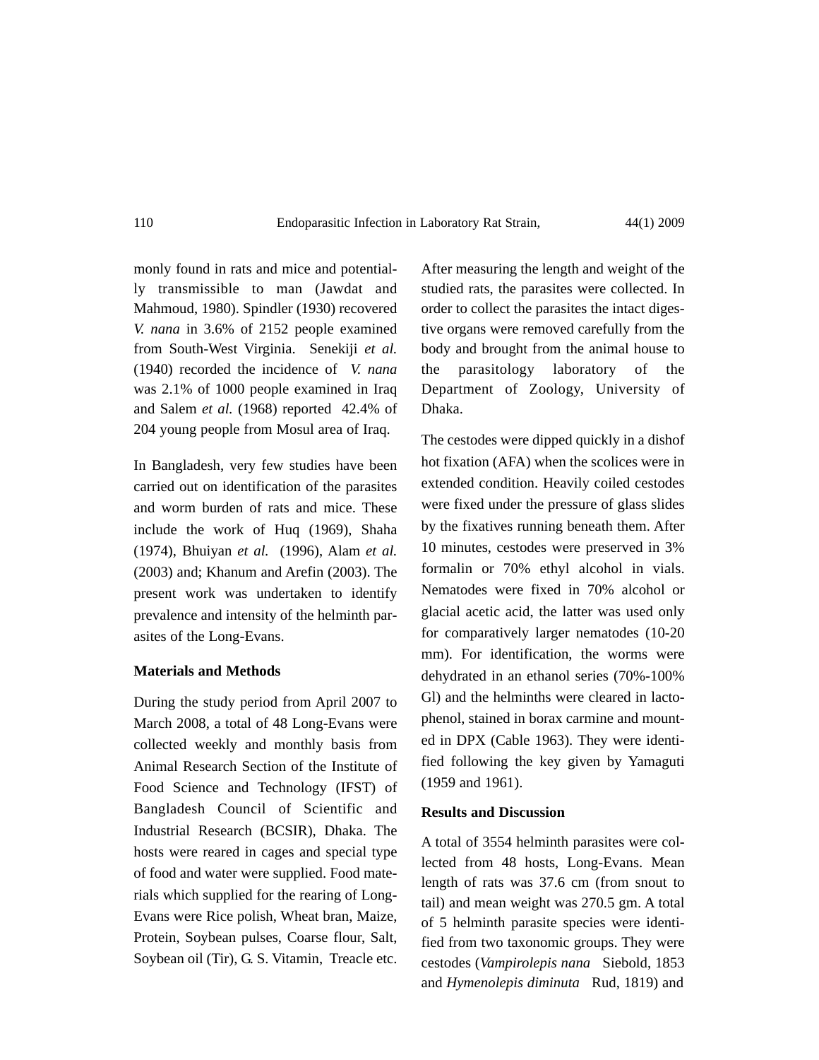monly found in rats and mice and potentially transmissible to man (Jawdat and Mahmoud, 1980). Spindler (1930) recovered *V. nana* in 3.6% of 2152 people examined from South-West Virginia. Senekiji *et al.* (1940) recorded the incidence of *V. nana* was 2.1% of 1000 people examined in Iraq and Salem *et al.* (1968) reported 42.4% of 204 young people from Mosul area of Iraq.

In Bangladesh, very few studies have been carried out on identification of the parasites and worm burden of rats and mice. These include the work of Huq (1969), Shaha (1974), Bhuiyan *et al.* (1996), Alam *et al.* (2003) and; Khanum and Arefin (2003). The present work was undertaken to identify prevalence and intensity of the helminth parasites of the Long-Evans.

**Materials and Methods**

During the study period from April 2007 to March 2008, a total of 48 Long-Evans were collected weekly and monthly basis from Animal Research Section of the Institute of Food Science and Technology (IFST) of Bangladesh Council of Scientific and Industrial Research (BCSIR), Dhaka. The hosts were reared in cages and special type of food and water were supplied. Food materials which supplied for the rearing of Long-Evans were Rice polish, Wheat bran, Maize, Protein, Soybean pulses, Coarse flour, Salt, Soybean oil (Tir), G. S. Vitamin, Treacle etc. After measuring the length and weight of the studied rats, the parasites were collected. In order to collect the parasites the intact digestive organs were removed carefully from the body and brought from the animal house to the parasitology laboratory of the Department of Zoology, University of Dhaka.

The cestodes were dipped quickly in a dishof hot fixation (AFA) when the scolices were in extended condition. Heavily coiled cestodes were fixed under the pressure of glass slides by the fixatives running beneath them. After 10 minutes, cestodes were preserved in 3% formalin or 70% ethyl alcohol in vials. Nematodes were fixed in 70% alcohol or glacial acetic acid, the latter was used only for comparatively larger nematodes (10-20 mm). For identification, the worms were dehydrated in an ethanol series (70%-100% Gl) and the helminths were cleared in lactophenol, stained in borax carmine and mounted in DPX (Cable 1963). They were identified following the key given by Yamaguti (1959 and 1961).

**Results and Discussion**

A total of 3554 helminth parasites were collected from 48 hosts, Long-Evans. Mean length of rats was 37.6 cm (from snout to tail) and mean weight was 270.5 gm. A total of 5 helminth parasite species were identified from two taxonomic groups. They were cestodes (*Vampirolepis nana* Siebold, 1853 and *Hymenolepis diminuta* Rud, 1819) and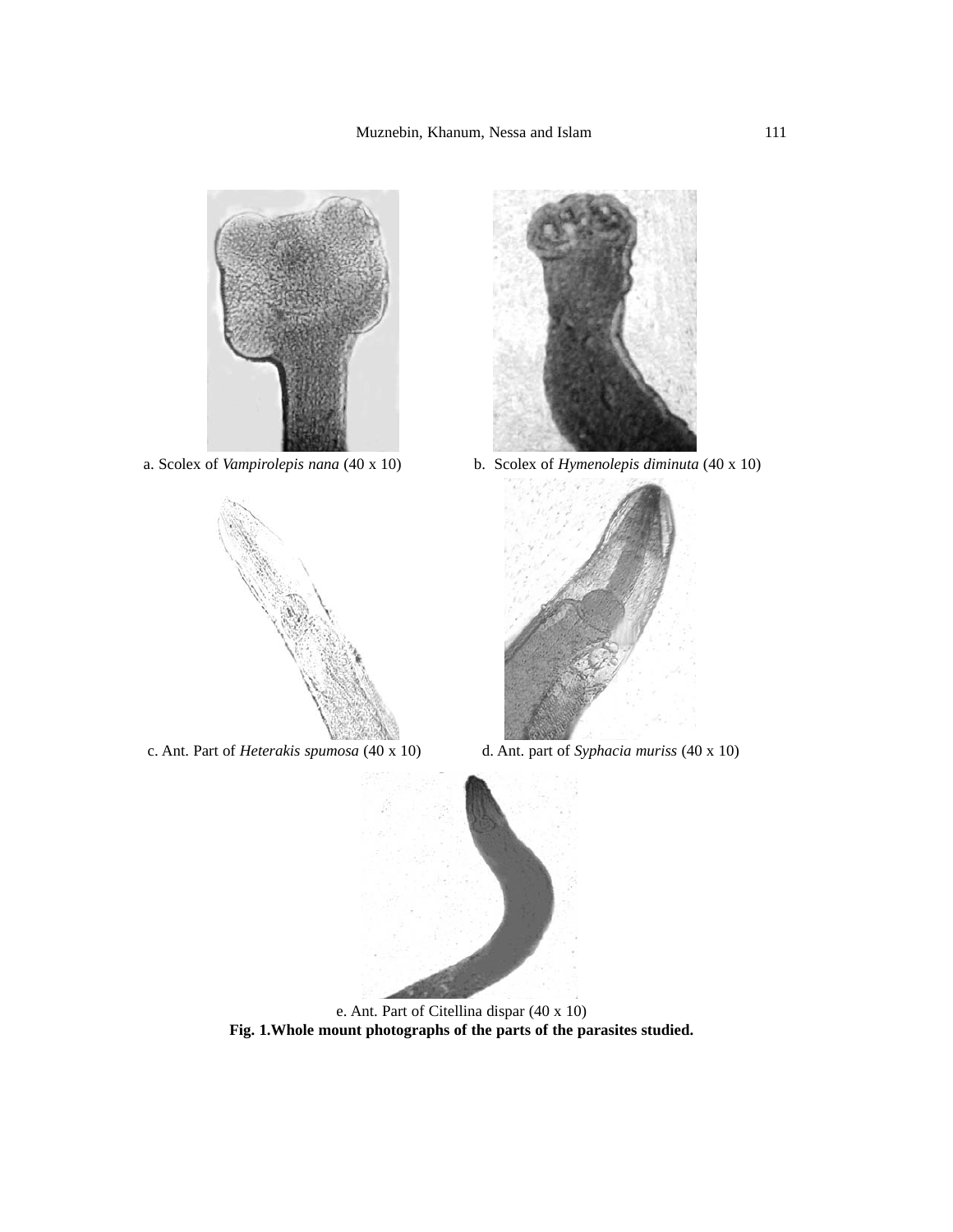a. Scolex of *Vampirolepis nana* (40 x 10)

b. Scolex of *Hymenolepis diminuta* (40 x 10)

c. Ant. Part of *Heterakis spumosa* (40 x 10)

d. Ant. part of *Syphacia muriss* (40 x 10)

e. Ant. Part of Citellina dispar (40 x 10)

**Fig. 1.Whole mount photographs of the parts of the parasites studied.**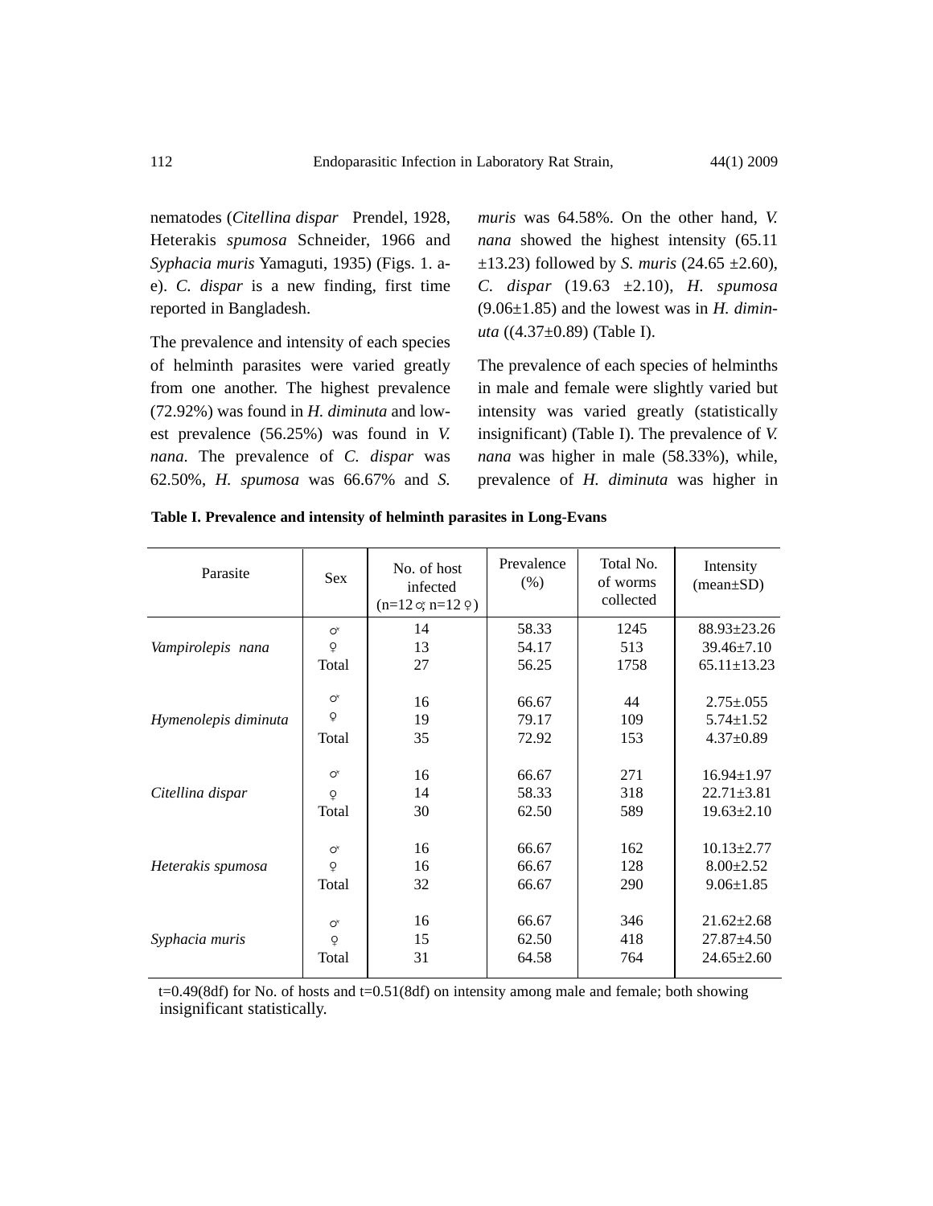nematodes (*Citellina dispar* Prendel, 1928, Heterakis *spumosa* Schneider, 1966 and *Syphacia muris* Yamaguti, 1935) (Figs. 1. a-e). *C. dispar* is a new finding, first time reported in Bangladesh.

The prevalence and intensity of each species of helminth parasites were varied greatly from one another. The highest prevalence (72.92%) was found in *H. diminuta* and lowest prevalence (56.25%) was found in *V. nana*. The prevalence of *C. dispar* was 62.50%, *H. spumosa* was 66.67% and *S. muris* was 64.58%. On the other hand, *V. nana* showed the highest intensity (65.11 ±13.23) followed by *S. muris* (24.65 ±2.60), *C. dispar* (19.63 ±2.10), *H. spumosa* (9.06±1.85) and the lowest was in *H. diminuta* ((4.37±0.89) (Table I).

The prevalence of each species of helminths in male and female were slightly varied but intensity was varied greatly (statistically insignificant) (Table I). The prevalence of *V. nana* was higher in male (58.33%), while, prevalence of *H. diminuta* was higher in

**Table I. Prevalence and intensity of helminth parasites in Long-Evans**

| Parasite | Sex | No. of host infected (n=12 ♂; n=12 ♀) | Prevalence (%) | Total No. of worms collected | Intensity (mean±SD) |
|---|---|---|---|---|---|
| *Vampirolepis nana* | ♂ | 14 | 58.33 | 1245 | 88.93±23.26 |
| | ♀ | 13 | 54.17 | 513 | 39.46±7.10 |
| | Total | 27 | 56.25 | 1758 | 65.11±13.23 |
| *Hymenolepis diminuta* | ♂ | 16 | 66.67 | 44 | 2.75±.055 |
| | ♀ | 19 | 79.17 | 109 | 5.74±1.52 |
| | Total | 35 | 72.92 | 153 | 4.37±0.89 |
| *Citellina dispar* | ♂ | 16 | 66.67 | 271 | 16.94±1.97 |
| | ♀ | 14 | 58.33 | 318 | 22.71±3.81 |
| | Total | 30 | 62.50 | 589 | 19.63±2.10 |
| *Heterakis spumosa* | ♂ | 16 | 66.67 | 162 | 10.13±2.77 |
| | ♀ | 16 | 66.67 | 128 | 8.00±2.52 |
| | Total | 32 | 66.67 | 290 | 9.06±1.85 |
| *Syphacia muris* | ♂ | 16 | 66.67 | 346 | 21.62±2.68 |
| | ♀ | 15 | 62.50 | 418 | 27.87±4.50 |
| | Total | 31 | 64.58 | 764 | 24.65±2.60 |

t=0.49(8df) for No. of hosts and t=0.51(8df) on intensity among male and female; both showing insignificant statistically.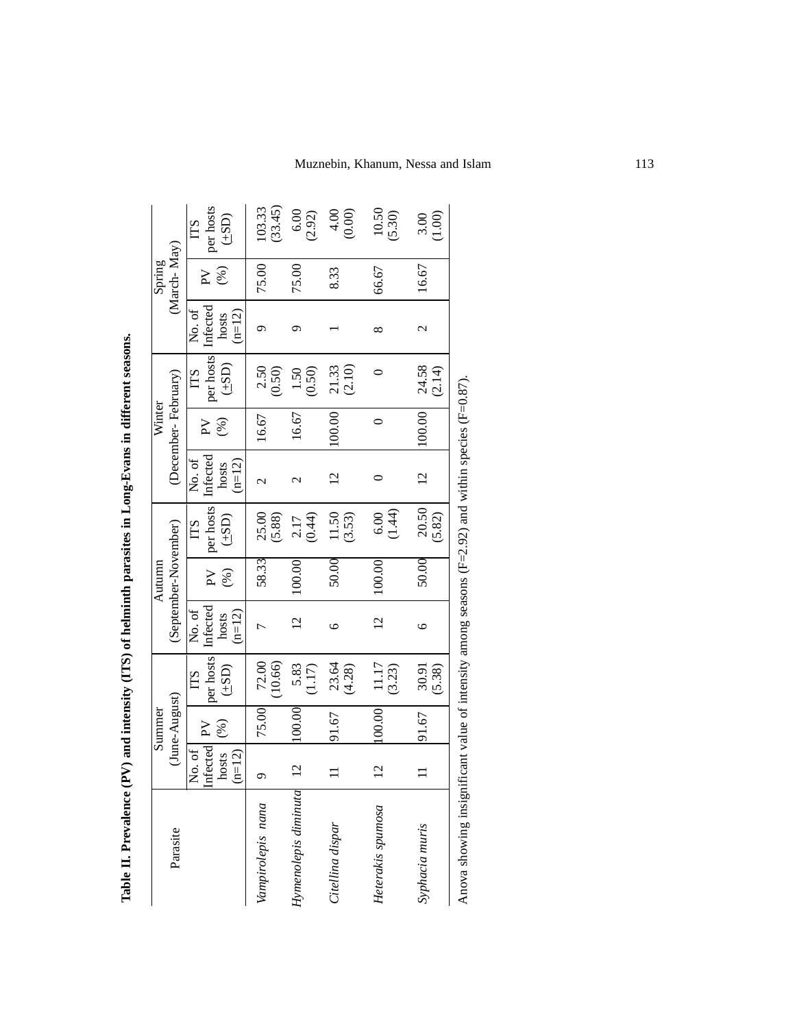**Table II. Prevalence (PV) and intensity (ITS) of helminth parasites in Long-Evans in different seasons.**

| Parasite | Summer (June-August) | | | Autumn (September-November) | | | Winter (December- February) | | | Spring (March- May) | | |
|---|---|---|---|---|---|---|---|---|---|---|---|---|
| | No. of Infected hosts (n=12) | PV (%) | ITS per hosts (±SD) | No. of Infected hosts (n=12) | PV (%) | ITS per hosts (±SD) | No. of Infected hosts (n=12) | PV (%) | ITS per hosts (±SD) | No. of Infected hosts (n=12) | PV (%) | ITS per hosts (±SD) |
| *Vampirolepis nana* | 9 | 75.00 | 72.00 (10.66) | 7 | 58.33 | 25.00 (5.88) | 2 | 16.67 | 2.50 (0.50) | 9 | 75.00 | 103.33 (33.45) |
| *Hymenolepis diminuta* | 12 | 100.00 | 5.83 (1.17) | 12 | 100.00 | 2.17 (0.44) | 2 | 16.67 | 1.50 (0.50) | 9 | 75.00 | 6.00 (2.92) |
| *Citellina dispar* | 11 | 91.67 | 23.64 (4.28) | 6 | 50.00 | 11.50 (3.53) | 12 | 100.00 | 21.33 (2.10) | 1 | 8.33 | 4.00 (0.00) |
| *Heterakis spumosa* | 12 | 100.00 | 11.17 (3.23) | 12 | 100.00 | 6.00 (1.44) | 0 | 0 | 0 | 8 | 66.67 | 10.50 (5.30) |
| *Syphacia muris* | 11 | 91.67 | 30.91 (5.38) | 6 | 50.00 | 20.50 (5.82) | 12 | 100.00 | 24.58 (2.14) | 2 | 16.67 | 3.00 (1.00) |

Anova showing insignificant value of intensity among seasons (F=2.92) and within species (F=0.87).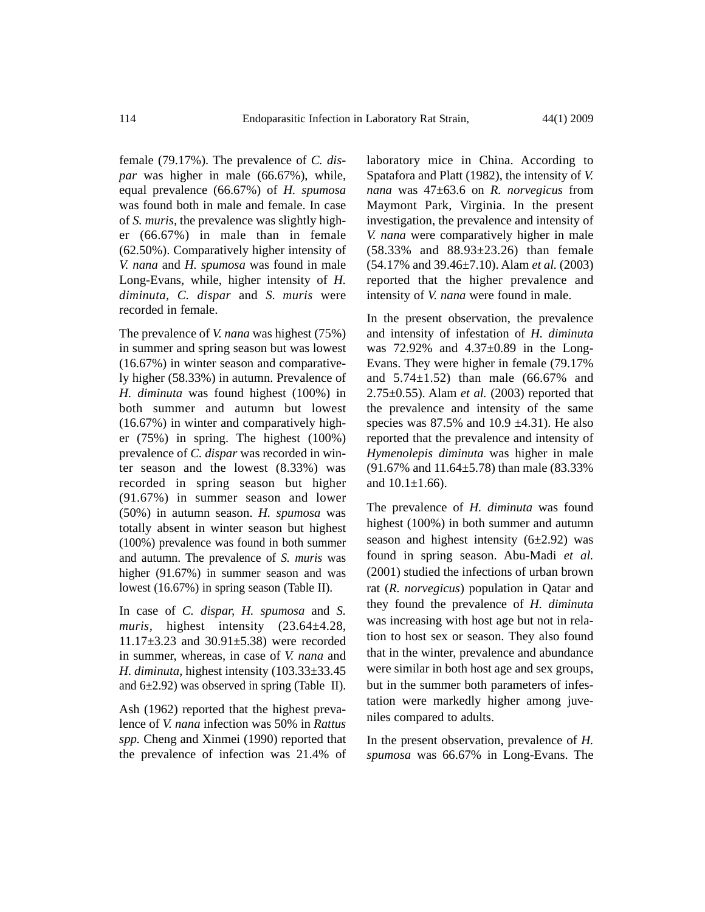female (79.17%). The prevalence of *C. dispar* was higher in male (66.67%), while, equal prevalence (66.67%) of *H. spumosa* was found both in male and female. In case of *S. muris*, the prevalence was slightly higher (66.67%) in male than in female (62.50%). Comparatively higher intensity of *V. nana* and *H. spumosa* was found in male Long-Evans, while, higher intensity of *H. diminuta*, *C. dispar* and *S. muris* were recorded in female.

The prevalence of *V. nana* was highest (75%) in summer and spring season but was lowest (16.67%) in winter season and comparatively higher (58.33%) in autumn. Prevalence of *H. diminuta* was found highest (100%) in both summer and autumn but lowest (16.67%) in winter and comparatively higher (75%) in spring. The highest (100%) prevalence of *C. dispar* was recorded in winter season and the lowest (8.33%) was recorded in spring season but higher (91.67%) in summer season and lower (50%) in autumn season. *H. spumosa* was totally absent in winter season but highest (100%) prevalence was found in both summer and autumn. The prevalence of *S. muris* was higher (91.67%) in summer season and was lowest (16.67%) in spring season (Table II).

In case of *C. dispar, H. spumosa* and *S. muris*, highest intensity (23.64±4.28, 11.17±3.23 and 30.91±5.38) were recorded in summer, whereas, in case of *V. nana* and *H. diminuta*, highest intensity (103.33±33.45 and 6±2.92) was observed in spring (Table II).

Ash (1962) reported that the highest prevalence of *V. nana* infection was 50% in *Rattus spp.* Cheng and Xinmei (1990) reported that the prevalence of infection was 21.4% of laboratory mice in China. According to Spatafora and Platt (1982), the intensity of *V. nana* was 47±63.6 on *R. norvegicus* from Maymont Park, Virginia. In the present investigation, the prevalence and intensity of *V. nana* were comparatively higher in male (58.33% and 88.93±23.26) than female (54.17% and 39.46±7.10). Alam *et al.* (2003) reported that the higher prevalence and intensity of *V. nana* were found in male.

In the present observation, the prevalence and intensity of infestation of *H. diminuta* was 72.92% and 4.37±0.89 in the Long-Evans. They were higher in female (79.17% and 5.74±1.52) than male (66.67% and 2.75±0.55). Alam *et al.* (2003) reported that the prevalence and intensity of the same species was 87.5% and 10.9 ±4.31). He also reported that the prevalence and intensity of *Hymenolepis diminuta* was higher in male (91.67% and 11.64±5.78) than male (83.33% and 10.1±1.66).

The prevalence of *H. diminuta* was found highest (100%) in both summer and autumn season and highest intensity (6±2.92) was found in spring season. Abu-Madi *et al.* (2001) studied the infections of urban brown rat (*R. norvegicus*) population in Qatar and they found the prevalence of *H. diminuta* was increasing with host age but not in relation to host sex or season. They also found that in the winter, prevalence and abundance were similar in both host age and sex groups, but in the summer both parameters of infestation were markedly higher among juveniles compared to adults.

In the present observation, prevalence of *H. spumosa* was 66.67% in Long-Evans. The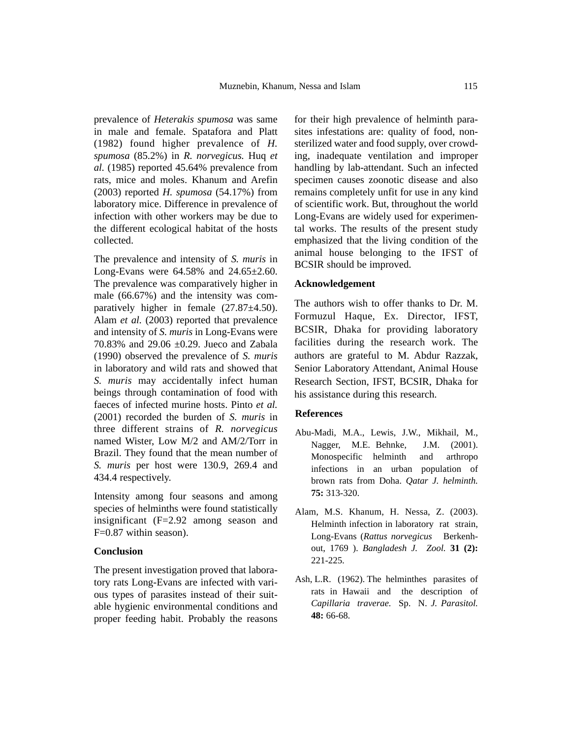prevalence of *Heterakis spumosa* was same in male and female. Spatafora and Platt (1982) found higher prevalence of *H. spumosa* (85.2%) in *R. norvegicus.* Huq *et al.* (1985) reported 45.64% prevalence from rats, mice and moles. Khanum and Arefin (2003) reported *H. spumosa* (54.17%) from laboratory mice. Difference in prevalence of infection with other workers may be due to the different ecological habitat of the hosts collected.

The prevalence and intensity of *S. muris* in Long-Evans were 64.58% and 24.65±2.60. The prevalence was comparatively higher in male (66.67%) and the intensity was comparatively higher in female (27.87±4.50). Alam *et al.* (2003) reported that prevalence and intensity of *S. muris* in Long-Evans were 70.83% and 29.06 ±0.29. Jueco and Zabala (1990) observed the prevalence of *S. muris* in laboratory and wild rats and showed that *S. muris* may accidentally infect human beings through contamination of food with faeces of infected murine hosts. Pinto *et al.* (2001) recorded the burden of *S. muris* in three different strains of *R. norvegicus* named Wister, Low M/2 and AM/2/Torr in Brazil. They found that the mean number of *S. muris* per host were 130.9, 269.4 and 434.4 respectively.

Intensity among four seasons and among species of helminths were found statistically insignificant (F=2.92 among season and F=0.87 within season).

## Conclusion

The present investigation proved that laboratory rats Long-Evans are infected with various types of parasites instead of their suitable hygienic environmental conditions and proper feeding habit. Probably the reasons for their high prevalence of helminth parasites infestations are: quality of food, non-sterilized water and food supply, over crowding, inadequate ventilation and improper handling by lab-attendant. Such an infected specimen causes zoonotic disease and also remains completely unfit for use in any kind of scientific work. But, throughout the world Long-Evans are widely used for experimental works. The results of the present study emphasized that the living condition of the animal house belonging to the IFST of BCSIR should be improved.

## Acknowledgement

The authors wish to offer thanks to Dr. M. Formuzul Haque, Ex. Director, IFST, BCSIR, Dhaka for providing laboratory facilities during the research work. The authors are grateful to M. Abdur Razzak, Senior Laboratory Attendant, Animal House Research Section, IFST, BCSIR, Dhaka for his assistance during this research.

## References

Abu-Madi, M.A., Lewis, J.W., Mikhail, M., Nagger, M.E. Behnke, J.M. (2001). Monospecific helminth and arthropo infections in an urban population of brown rats from Doha. *Qatar J. helminth.* **75:** 313-320.

Alam, M.S. Khanum, H. Nessa, Z. (2003). Helminth infection in laboratory rat strain, Long-Evans (*Rattus norvegicus* Berkenhout, 1769 ). *Bangladesh J. Zool.* **31 (2):** 221-225.

Ash, L.R. (1962). The helminthes parasites of rats in Hawaii and the description of *Capillaria traverae.* Sp. N. *J. Parasitol.* **48:** 66-68.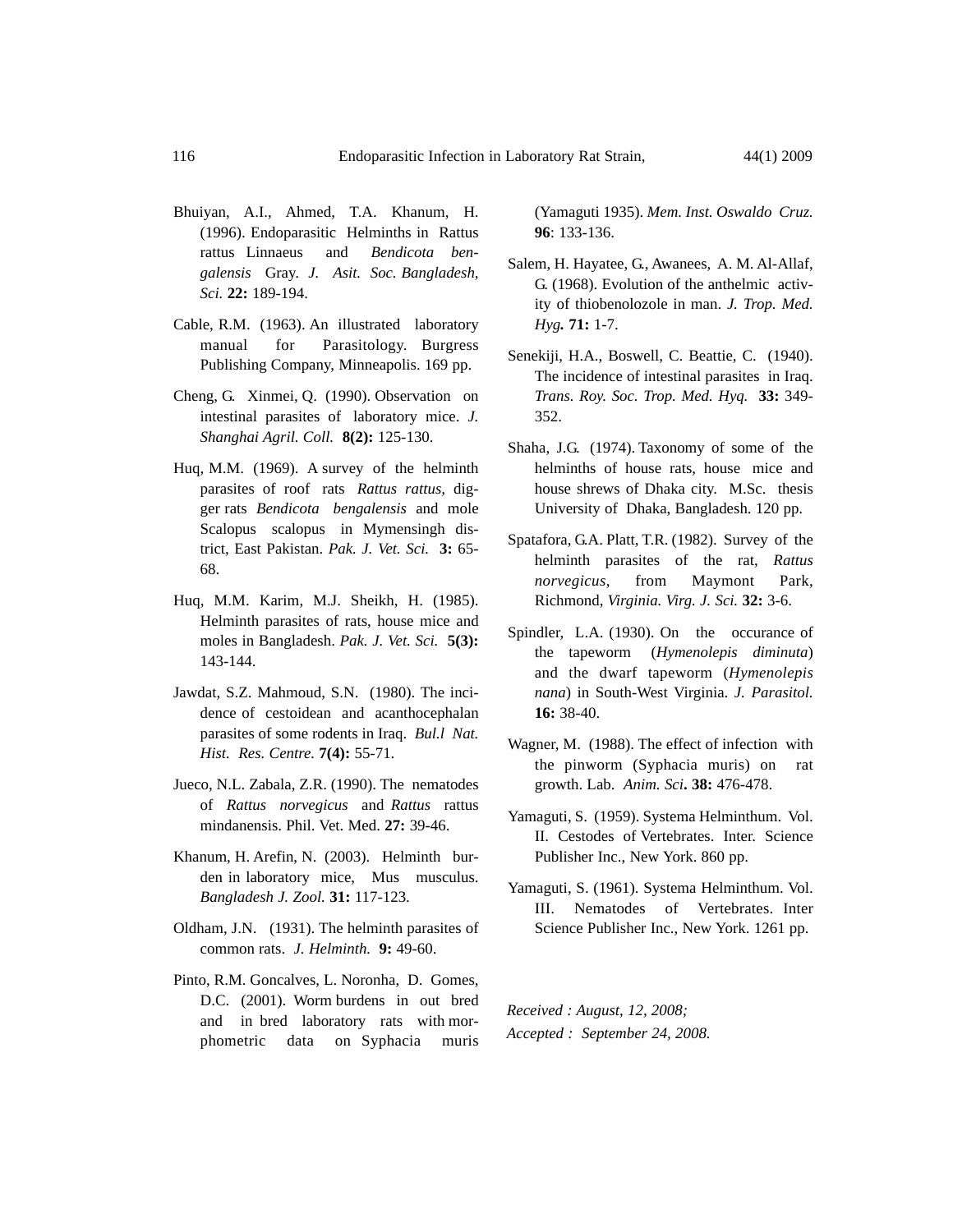Bhuiyan, A.I., Ahmed, T.A. Khanum, H. (1996). Endoparasitic Helminths in Rattus rattus Linnaeus and *Bendicota bengalensis* Gray. *J. Asit. Soc. Bangladesh, Sci.* **22:** 189-194.

Cable, R.M. (1963). An illustrated laboratory manual for Parasitology. Burgress Publishing Company, Minneapolis. 169 pp.

Cheng, G. Xinmei, Q. (1990). Observation on intestinal parasites of laboratory mice. *J. Shanghai Agril. Coll.* **8(2):** 125-130.

Huq, M.M. (1969). A survey of the helminth parasites of roof rats *Rattus rattus*, digger rats *Bendicota bengalensis* and mole Scalopus scalopus in Mymensingh district, East Pakistan. *Pak. J. Vet. Sci.* **3:** 65-68.

Huq, M.M. Karim, M.J. Sheikh, H. (1985). Helminth parasites of rats, house mice and moles in Bangladesh. *Pak. J. Vet. Sci.* **5(3):** 143-144.

Jawdat, S.Z. Mahmoud, S.N. (1980). The incidence of cestoidean and acanthocephalan parasites of some rodents in Iraq. *Bul.l Nat. Hist. Res. Centre.* **7(4):** 55-71.

Jueco, N.L. Zabala, Z.R. (1990). The nematodes of *Rattus norvegicus* and *Rattus* rattus mindanensis. Phil. Vet. Med. **27:** 39-46.

Khanum, H. Arefin, N. (2003). Helminth burden in laboratory mice, Mus musculus. *Bangladesh J. Zool.* **31:** 117-123.

Oldham, J.N. (1931). The helminth parasites of common rats. *J. Helminth.* **9:** 49-60.

Pinto, R.M. Goncalves, L. Noronha, D. Gomes, D.C. (2001). Worm burdens in out bred and in bred laboratory rats with morphometric data on Syphacia muris (Yamaguti 1935). *Mem. Inst. Oswaldo Cruz.* **96**: 133-136.

Salem, H. Hayatee, G., Awanees, A. M. Al-Allaf, G. (1968). Evolution of the anthelmic activity of thiobenolozole in man. *J. Trop. Med. Hyg.* **71:** 1-7.

Senekiji, H.A., Boswell, C. Beattie, C. (1940). The incidence of intestinal parasites in Iraq. *Trans. Roy. Soc. Trop. Med. Hyq.* **33:** 349-352.

Shaha, J.G. (1974). Taxonomy of some of the helminths of house rats, house mice and house shrews of Dhaka city. M.Sc. thesis University of Dhaka, Bangladesh. 120 pp.

Spatafora, G.A. Platt, T.R. (1982). Survey of the helminth parasites of the rat, *Rattus norvegicus*, from Maymont Park, Richmond, *Virginia. Virg. J. Sci.* **32:** 3-6.

Spindler, L.A. (1930). On the occurance of the tapeworm (*Hymenolepis diminuta*) and the dwarf tapeworm (*Hymenolepis nana*) in South-West Virginia. *J. Parasitol.* **16:** 38-40.

Wagner, M. (1988). The effect of infection with the pinworm (Syphacia muris) on rat growth. Lab. *Anim. Sci.* **38:** 476-478.

Yamaguti, S. (1959). Systema Helminthum. Vol. II. Cestodes of Vertebrates. Inter. Science Publisher Inc., New York. 860 pp.

Yamaguti, S. (1961). Systema Helminthum. Vol. III. Nematodes of Vertebrates. Inter Science Publisher Inc., New York. 1261 pp.

*Received : August, 12, 2008;*
*Accepted : September 24, 2008.*